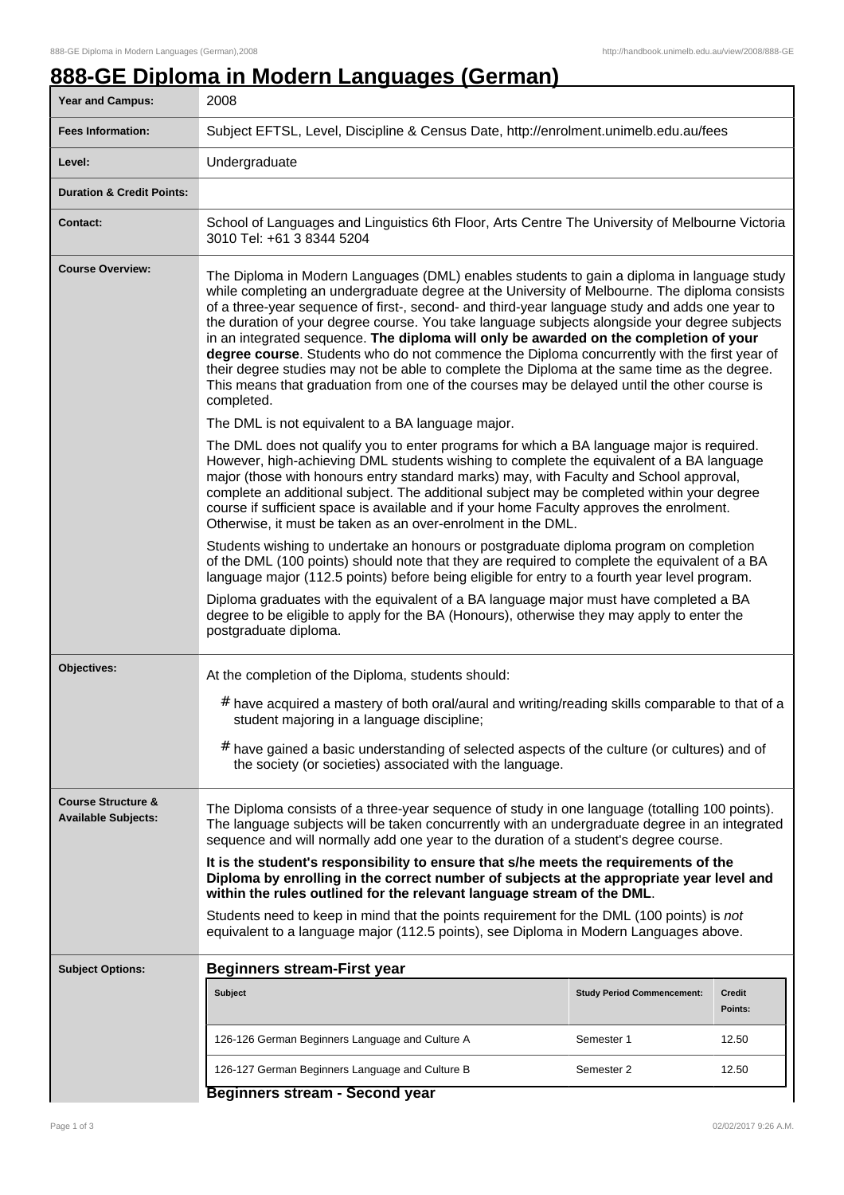# 888-GE Diploma in Modern Languages (German)

| | |
|---|---|
| **Year and Campus:** | 2008 |
| **Fees Information:** | Subject EFTSL, Level, Discipline & Census Date, http://enrolment.unimelb.edu.au/fees |
| **Level:** | Undergraduate |
| **Duration & Credit Points:** | |
| **Contact:** | School of Languages and Linguistics 6th Floor, Arts Centre The University of Melbourne Victoria 3010 Tel: +61 3 8344 5204 |

**Course Overview:**

The Diploma in Modern Languages (DML) enables students to gain a diploma in language study while completing an undergraduate degree at the University of Melbourne. The diploma consists of a three-year sequence of first-, second- and third-year language study and adds one year to the duration of your degree course. You take language subjects alongside your degree subjects in an integrated sequence. **The diploma will only be awarded on the completion of your degree course**. Students who do not commence the Diploma concurrently with the first year of their degree studies may not be able to complete the Diploma at the same time as the degree. This means that graduation from one of the courses may be delayed until the other course is completed.

The DML is not equivalent to a BA language major.

The DML does not qualify you to enter programs for which a BA language major is required. However, high-achieving DML students wishing to complete the equivalent of a BA language major (those with honours entry standard marks) may, with Faculty and School approval, complete an additional subject. The additional subject may be completed within your degree course if sufficient space is available and if your home Faculty approves the enrolment. Otherwise, it must be taken as an over-enrolment in the DML.

Students wishing to undertake an honours or postgraduate diploma program on completion of the DML (100 points) should note that they are required to complete the equivalent of a BA language major (112.5 points) before being eligible for entry to a fourth year level program.

Diploma graduates with the equivalent of a BA language major must have completed a BA degree to be eligible to apply for the BA (Honours), otherwise they may apply to enter the postgraduate diploma.

**Objectives:**

At the completion of the Diploma, students should:

- have acquired a mastery of both oral/aural and writing/reading skills comparable to that of a student majoring in a language discipline;
- have gained a basic understanding of selected aspects of the culture (or cultures) and of the society (or societies) associated with the language.

**Course Structure & Available Subjects:**

The Diploma consists of a three-year sequence of study in one language (totalling 100 points). The language subjects will be taken concurrently with an undergraduate degree in an integrated sequence and will normally add one year to the duration of a student's degree course.

**It is the student's responsibility to ensure that s/he meets the requirements of the Diploma by enrolling in the correct number of subjects at the appropriate year level and within the rules outlined for the relevant language stream of the DML**.

Students need to keep in mind that the points requirement for the DML (100 points) is *not* equivalent to a language major (112.5 points), see Diploma in Modern Languages above.

**Subject Options:**

**Beginners stream-First year**

| Subject | Study Period Commencement: | Credit Points: |
|---|---|---|
| 126-126 German Beginners Language and Culture A | Semester 1 | 12.50 |
| 126-127 German Beginners Language and Culture B | Semester 2 | 12.50 |

**Beginners stream - Second year**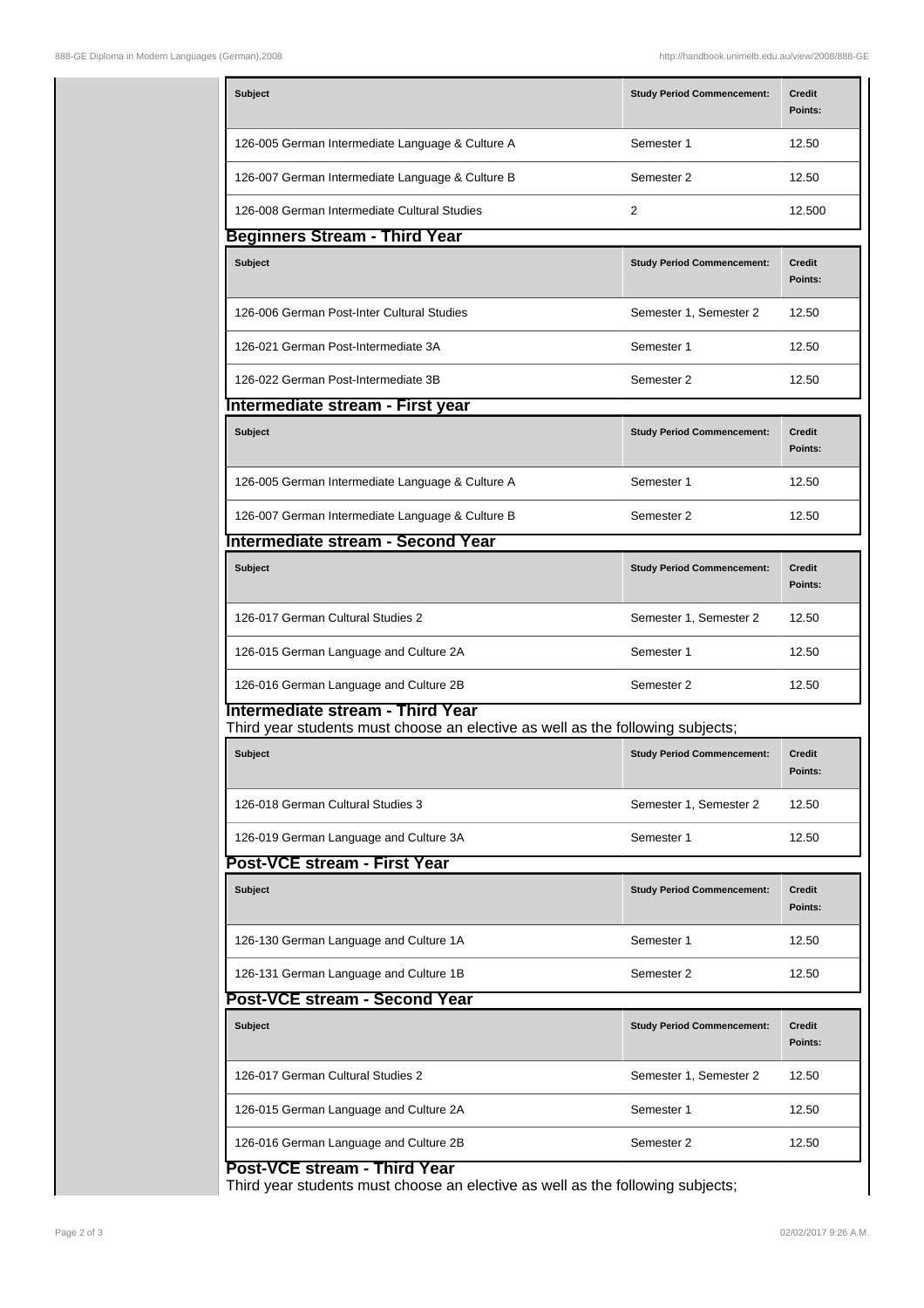| Subject | Study Period Commencement: | Credit Points: |
|---|---|---|
| 126-005 German Intermediate Language & Culture A | Semester 1 | 12.50 |
| 126-007 German Intermediate Language & Culture B | Semester 2 | 12.50 |
| 126-008 German Intermediate Cultural Studies | 2 | 12.500 |

### Beginners Stream - Third Year

| Subject | Study Period Commencement: | Credit Points: |
|---|---|---|
| 126-006 German Post-Inter Cultural Studies | Semester 1, Semester 2 | 12.50 |
| 126-021 German Post-Intermediate 3A | Semester 1 | 12.50 |
| 126-022 German Post-Intermediate 3B | Semester 2 | 12.50 |

### Intermediate stream - First year

| Subject | Study Period Commencement: | Credit Points: |
|---|---|---|
| 126-005 German Intermediate Language & Culture A | Semester 1 | 12.50 |
| 126-007 German Intermediate Language & Culture B | Semester 2 | 12.50 |

### Intermediate stream - Second Year

| Subject | Study Period Commencement: | Credit Points: |
|---|---|---|
| 126-017 German Cultural Studies 2 | Semester 1, Semester 2 | 12.50 |
| 126-015 German Language and Culture 2A | Semester 1 | 12.50 |
| 126-016 German Language and Culture 2B | Semester 2 | 12.50 |

### Intermediate stream - Third Year

Third year students must choose an elective as well as the following subjects;

| Subject | Study Period Commencement: | Credit Points: |
|---|---|---|
| 126-018 German Cultural Studies 3 | Semester 1, Semester 2 | 12.50 |
| 126-019 German Language and Culture 3A | Semester 1 | 12.50 |

### Post-VCE stream - First Year

| Subject | Study Period Commencement: | Credit Points: |
|---|---|---|
| 126-130 German Language and Culture 1A | Semester 1 | 12.50 |
| 126-131 German Language and Culture 1B | Semester 2 | 12.50 |

### Post-VCE stream - Second Year

| Subject | Study Period Commencement: | Credit Points: |
|---|---|---|
| 126-017 German Cultural Studies 2 | Semester 1, Semester 2 | 12.50 |
| 126-015 German Language and Culture 2A | Semester 1 | 12.50 |
| 126-016 German Language and Culture 2B | Semester 2 | 12.50 |

### Post-VCE stream - Third Year

Third year students must choose an elective as well as the following subjects;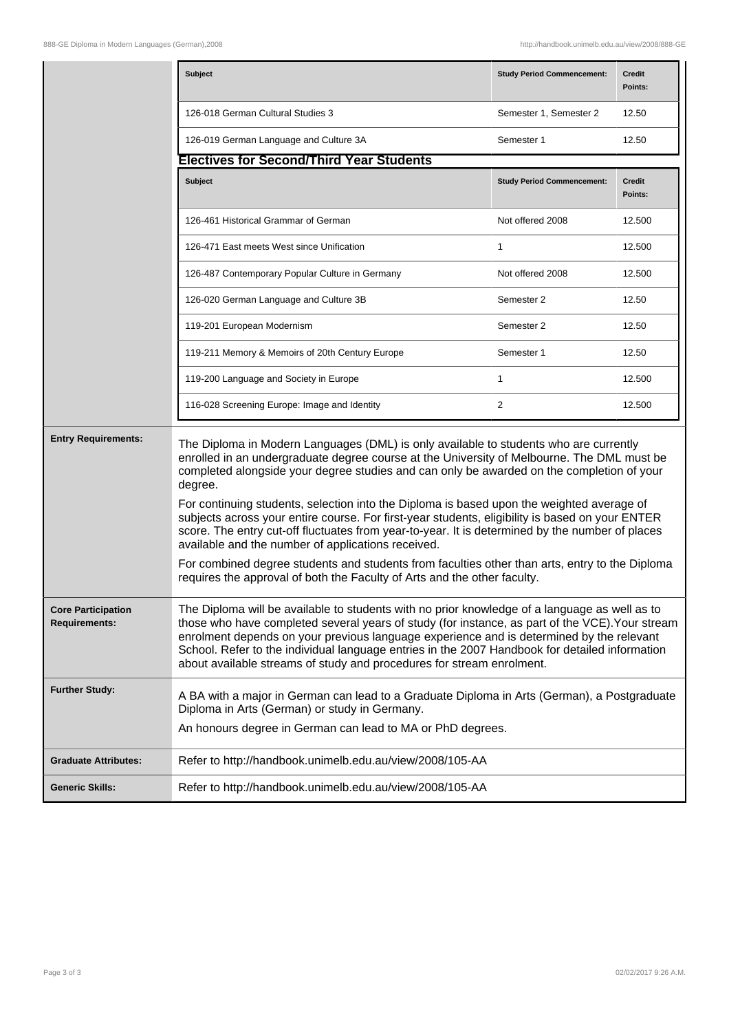| Subject | Study Period Commencement: | Credit Points: |
|---|---|---|
| 126-018 German Cultural Studies 3 | Semester 1, Semester 2 | 12.50 |
| 126-019 German Language and Culture 3A | Semester 1 | 12.50 |

### Electives for Second/Third Year Students

| Subject | Study Period Commencement: | Credit Points: |
|---|---|---|
| 126-461 Historical Grammar of German | Not offered 2008 | 12.500 |
| 126-471 East meets West since Unification | 1 | 12.500 |
| 126-487 Contemporary Popular Culture in Germany | Not offered 2008 | 12.500 |
| 126-020 German Language and Culture 3B | Semester 2 | 12.50 |
| 119-201 European Modernism | Semester 2 | 12.50 |
| 119-211 Memory & Memoirs of 20th Century Europe | Semester 1 | 12.50 |
| 119-200 Language and Society in Europe | 1 | 12.500 |
| 116-028 Screening Europe: Image and Identity | 2 | 12.500 |

**Entry Requirements:**

The Diploma in Modern Languages (DML) is only available to students who are currently enrolled in an undergraduate degree course at the University of Melbourne. The DML must be completed alongside your degree studies and can only be awarded on the completion of your degree.

For continuing students, selection into the Diploma is based upon the weighted average of subjects across your entire course. For first-year students, eligibility is based on your ENTER score. The entry cut-off fluctuates from year-to-year. It is determined by the number of places available and the number of applications received.

For combined degree students and students from faculties other than arts, entry to the Diploma requires the approval of both the Faculty of Arts and the other faculty.

**Core Participation Requirements:**

The Diploma will be available to students with no prior knowledge of a language as well as to those who have completed several years of study (for instance, as part of the VCE).Your stream enrolment depends on your previous language experience and is determined by the relevant School. Refer to the individual language entries in the 2007 Handbook for detailed information about available streams of study and procedures for stream enrolment.

**Further Study:**

A BA with a major in German can lead to a Graduate Diploma in Arts (German), a Postgraduate Diploma in Arts (German) or study in Germany.

An honours degree in German can lead to MA or PhD degrees.

**Graduate Attributes:**

Refer to http://handbook.unimelb.edu.au/view/2008/105-AA

**Generic Skills:**

Refer to http://handbook.unimelb.edu.au/view/2008/105-AA